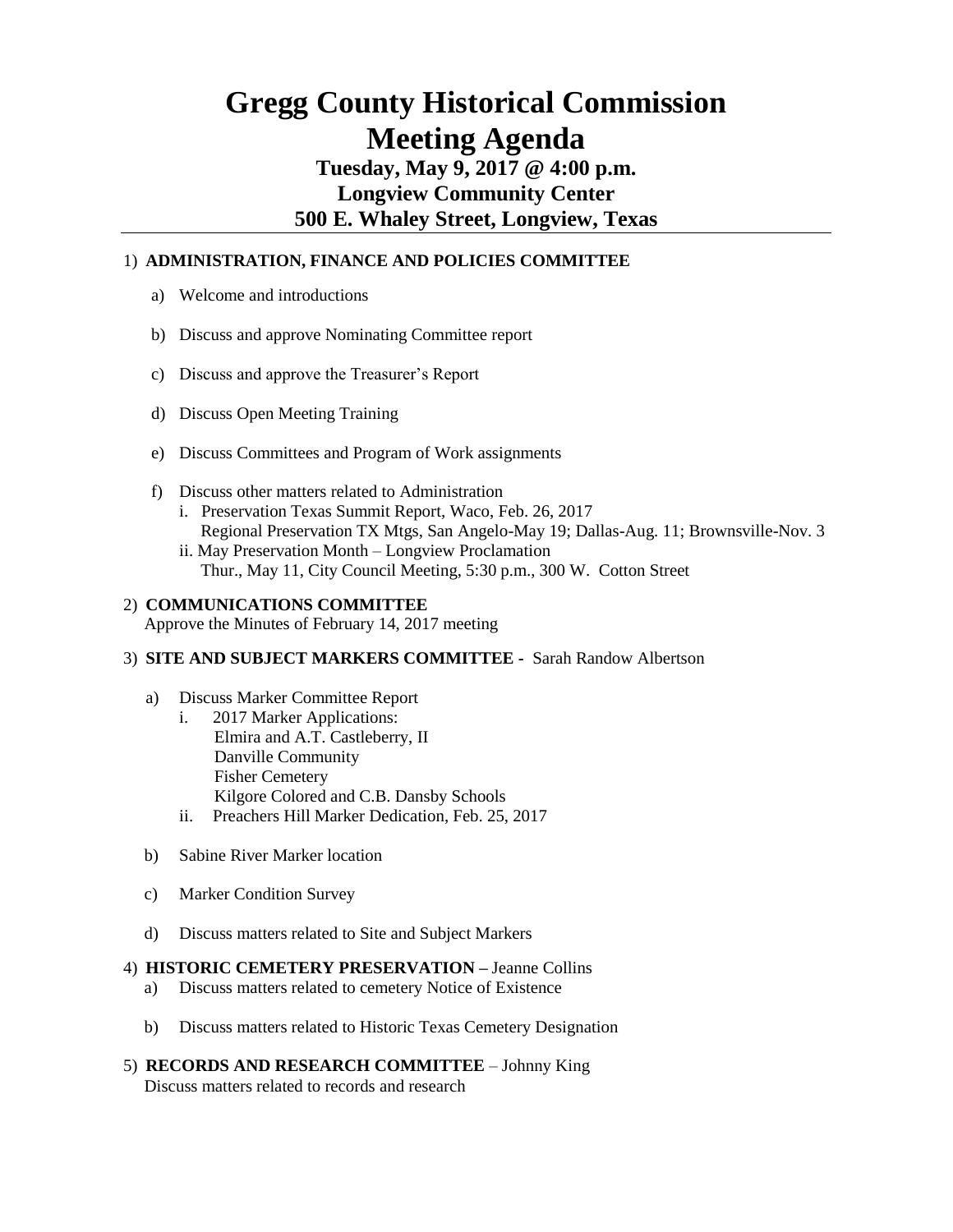# Gregg County Historical Commission
# Meeting Agenda

### Tuesday, May 9, 2017 @ 4:00 p.m.
### Longview Community Center
### 500 E. Whaley Street, Longview, Texas

---

1) **ADMINISTRATION, FINANCE AND POLICIES COMMITTEE**

   a) Welcome and introductions

   b) Discuss and approve Nominating Committee report

   c) Discuss and approve the Treasurer's Report

   d) Discuss Open Meeting Training

   e) Discuss Committees and Program of Work assignments

   f) Discuss other matters related to Administration
      i. Preservation Texas Summit Report, Waco, Feb. 26, 2017
         Regional Preservation TX Mtgs, San Angelo-May 19; Dallas-Aug. 11; Brownsville-Nov. 3
      ii. May Preservation Month – Longview Proclamation
         Thur., May 11, City Council Meeting, 5:30 p.m., 300 W. Cotton Street

2) **COMMUNICATIONS COMMITTEE**
   Approve the Minutes of February 14, 2017 meeting

3) **SITE AND SUBJECT MARKERS COMMITTEE -** Sarah Randow Albertson

   a) Discuss Marker Committee Report
      i. 2017 Marker Applications:
         Elmira and A.T. Castleberry, II
         Danville Community
         Fisher Cemetery
         Kilgore Colored and C.B. Dansby Schools
      ii. Preachers Hill Marker Dedication, Feb. 25, 2017

   b) Sabine River Marker location

   c) Marker Condition Survey

   d) Discuss matters related to Site and Subject Markers

4) **HISTORIC CEMETERY PRESERVATION –** Jeanne Collins

   a) Discuss matters related to cemetery Notice of Existence

   b) Discuss matters related to Historic Texas Cemetery Designation

5) **RECORDS AND RESEARCH COMMITTEE** – Johnny King
   Discuss matters related to records and research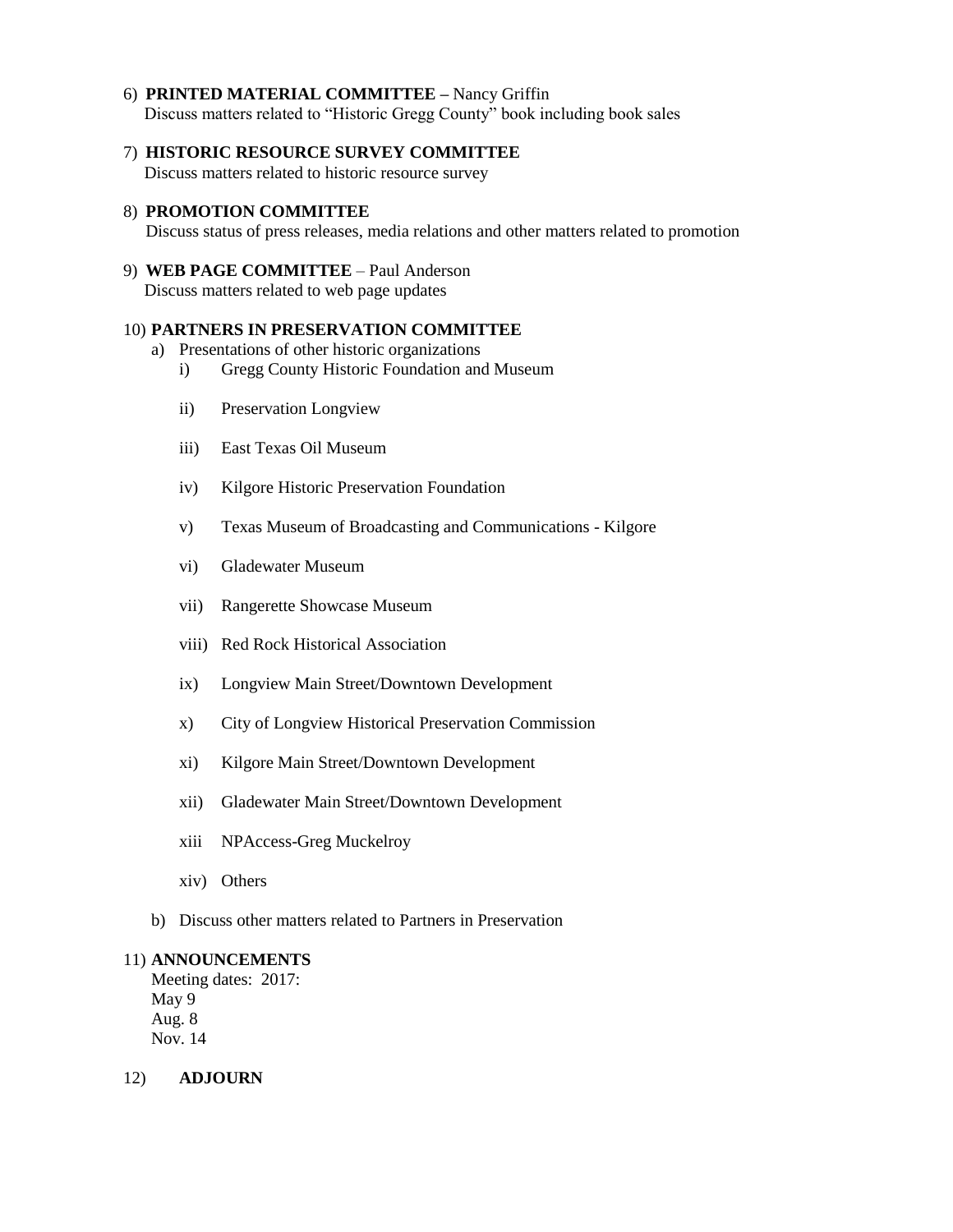6) **PRINTED MATERIAL COMMITTEE –** Nancy Griffin
Discuss matters related to "Historic Gregg County" book including book sales

7) **HISTORIC RESOURCE SURVEY COMMITTEE**
Discuss matters related to historic resource survey

8) **PROMOTION COMMITTEE**
Discuss status of press releases, media relations and other matters related to promotion

9) **WEB PAGE COMMITTEE** – Paul Anderson
Discuss matters related to web page updates

10) **PARTNERS IN PRESERVATION COMMITTEE**

a) Presentations of other historic organizations
   - i) Gregg County Historic Foundation and Museum
   - ii) Preservation Longview
   - iii) East Texas Oil Museum
   - iv) Kilgore Historic Preservation Foundation
   - v) Texas Museum of Broadcasting and Communications - Kilgore
   - vi) Gladewater Museum
   - vii) Rangerette Showcase Museum
   - viii) Red Rock Historical Association
   - ix) Longview Main Street/Downtown Development
   - x) City of Longview Historical Preservation Commission
   - xi) Kilgore Main Street/Downtown Development
   - xii) Gladewater Main Street/Downtown Development
   - xiii NPAccess-Greg Muckelroy
   - xiv) Others

b) Discuss other matters related to Partners in Preservation

11) **ANNOUNCEMENTS**
Meeting dates: 2017:
May 9
Aug. 8
Nov. 14

12) **ADJOURN**